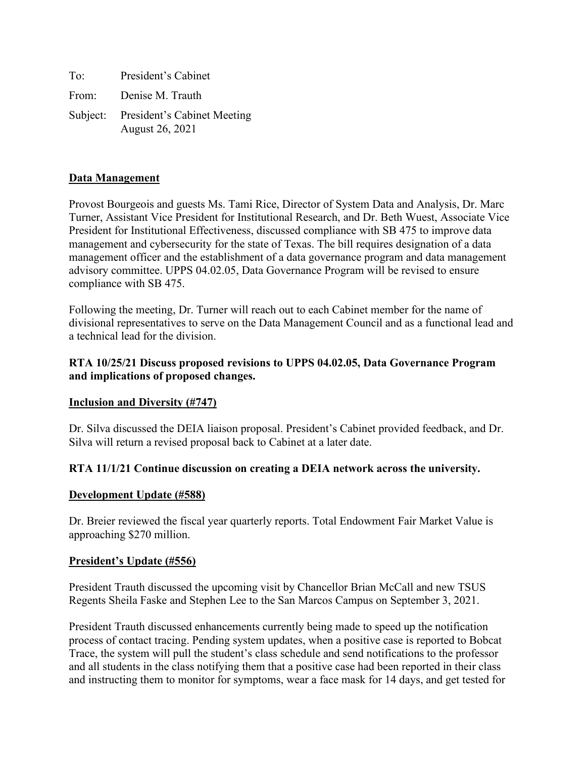To: President's Cabinet

From: Denise M. Trauth

Subject: President's Cabinet Meeting
August 26, 2021

## Data Management

Provost Bourgeois and guests Ms. Tami Rice, Director of System Data and Analysis, Dr. Marc Turner, Assistant Vice President for Institutional Research, and Dr. Beth Wuest, Associate Vice President for Institutional Effectiveness, discussed compliance with SB 475 to improve data management and cybersecurity for the state of Texas. The bill requires designation of a data management officer and the establishment of a data governance program and data management advisory committee. UPPS 04.02.05, Data Governance Program will be revised to ensure compliance with SB 475.

Following the meeting, Dr. Turner will reach out to each Cabinet member for the name of divisional representatives to serve on the Data Management Council and as a functional lead and a technical lead for the division.

**RTA 10/25/21 Discuss proposed revisions to UPPS 04.02.05, Data Governance Program and implications of proposed changes.**

## Inclusion and Diversity (#747)

Dr. Silva discussed the DEIA liaison proposal. President's Cabinet provided feedback, and Dr. Silva will return a revised proposal back to Cabinet at a later date.

**RTA 11/1/21 Continue discussion on creating a DEIA network across the university.**

## Development Update (#588)

Dr. Breier reviewed the fiscal year quarterly reports. Total Endowment Fair Market Value is approaching $270 million.

## President's Update (#556)

President Trauth discussed the upcoming visit by Chancellor Brian McCall and new TSUS Regents Sheila Faske and Stephen Lee to the San Marcos Campus on September 3, 2021.

President Trauth discussed enhancements currently being made to speed up the notification process of contact tracing. Pending system updates, when a positive case is reported to Bobcat Trace, the system will pull the student's class schedule and send notifications to the professor and all students in the class notifying them that a positive case had been reported in their class and instructing them to monitor for symptoms, wear a face mask for 14 days, and get tested for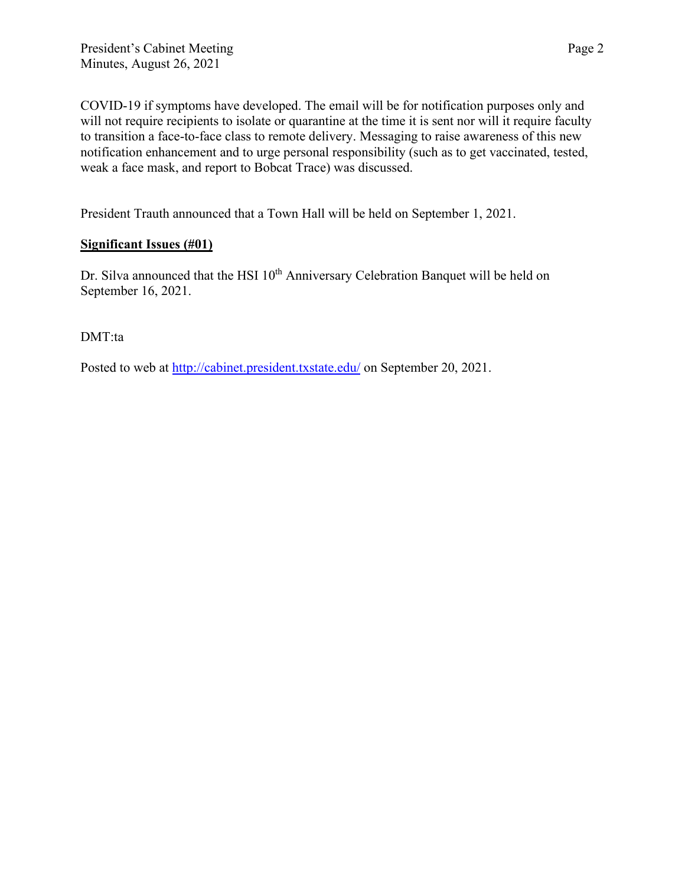COVID-19 if symptoms have developed. The email will be for notification purposes only and will not require recipients to isolate or quarantine at the time it is sent nor will it require faculty to transition a face-to-face class to remote delivery. Messaging to raise awareness of this new notification enhancement and to urge personal responsibility (such as to get vaccinated, tested, weak a face mask, and report to Bobcat Trace) was discussed.

President Trauth announced that a Town Hall will be held on September 1, 2021.

**Significant Issues (#01)**

Dr. Silva announced that the HSI 10th Anniversary Celebration Banquet will be held on September 16, 2021.

DMT:ta

Posted to web at http://cabinet.president.txstate.edu/ on September 20, 2021.